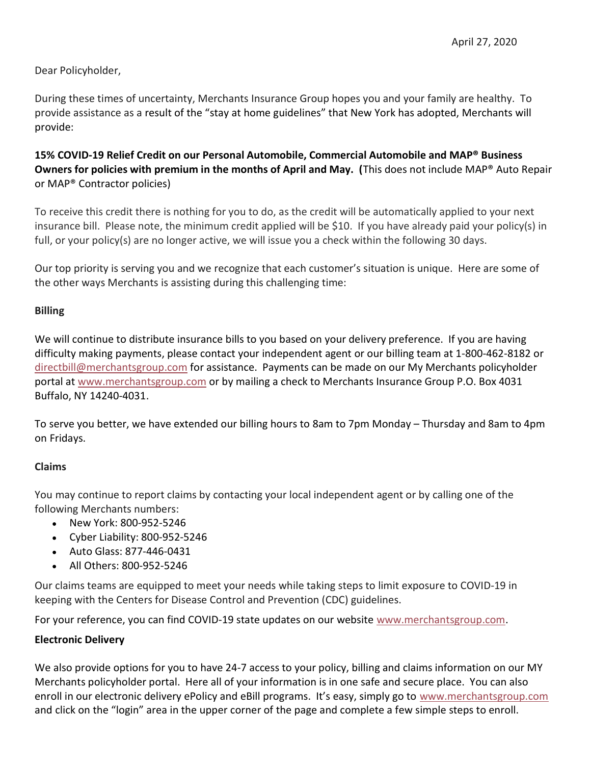April 27, 2020

Dear Policyholder,

During these times of uncertainty, Merchants Insurance Group hopes you and your family are healthy. To provide assistance as a result of the "stay at home guidelines" that New York has adopted, Merchants will provide:

**15% COVID-19 Relief Credit on our Personal Automobile, Commercial Automobile and MAP® Business Owners for policies with premium in the months of April and May. (**This does not include MAP® Auto Repair or MAP® Contractor policies)

To receive this credit there is nothing for you to do, as the credit will be automatically applied to your next insurance bill. Please note, the minimum credit applied will be $10. If you have already paid your policy(s) in full, or your policy(s) are no longer active, we will issue you a check within the following 30 days.

Our top priority is serving you and we recognize that each customer's situation is unique. Here are some of the other ways Merchants is assisting during this challenging time:

**Billing**

We will continue to distribute insurance bills to you based on your delivery preference. If you are having difficulty making payments, please contact your independent agent or our billing team at 1-800-462-8182 or directbill@merchantsgroup.com for assistance. Payments can be made on our My Merchants policyholder portal at www.merchantsgroup.com or by mailing a check to Merchants Insurance Group P.O. Box 4031 Buffalo, NY 14240-4031.

To serve you better, we have extended our billing hours to 8am to 7pm Monday – Thursday and 8am to 4pm on Fridays.

**Claims**

You may continue to report claims by contacting your local independent agent or by calling one of the following Merchants numbers:

- New York: 800-952-5246
- Cyber Liability: 800-952-5246
- Auto Glass: 877-446-0431
- All Others: 800-952-5246

Our claims teams are equipped to meet your needs while taking steps to limit exposure to COVID-19 in keeping with the Centers for Disease Control and Prevention (CDC) guidelines.

For your reference, you can find COVID-19 state updates on our website www.merchantsgroup.com.

**Electronic Delivery**

We also provide options for you to have 24-7 access to your policy, billing and claims information on our MY Merchants policyholder portal. Here all of your information is in one safe and secure place. You can also enroll in our electronic delivery ePolicy and eBill programs. It's easy, simply go to www.merchantsgroup.com and click on the "login" area in the upper corner of the page and complete a few simple steps to enroll.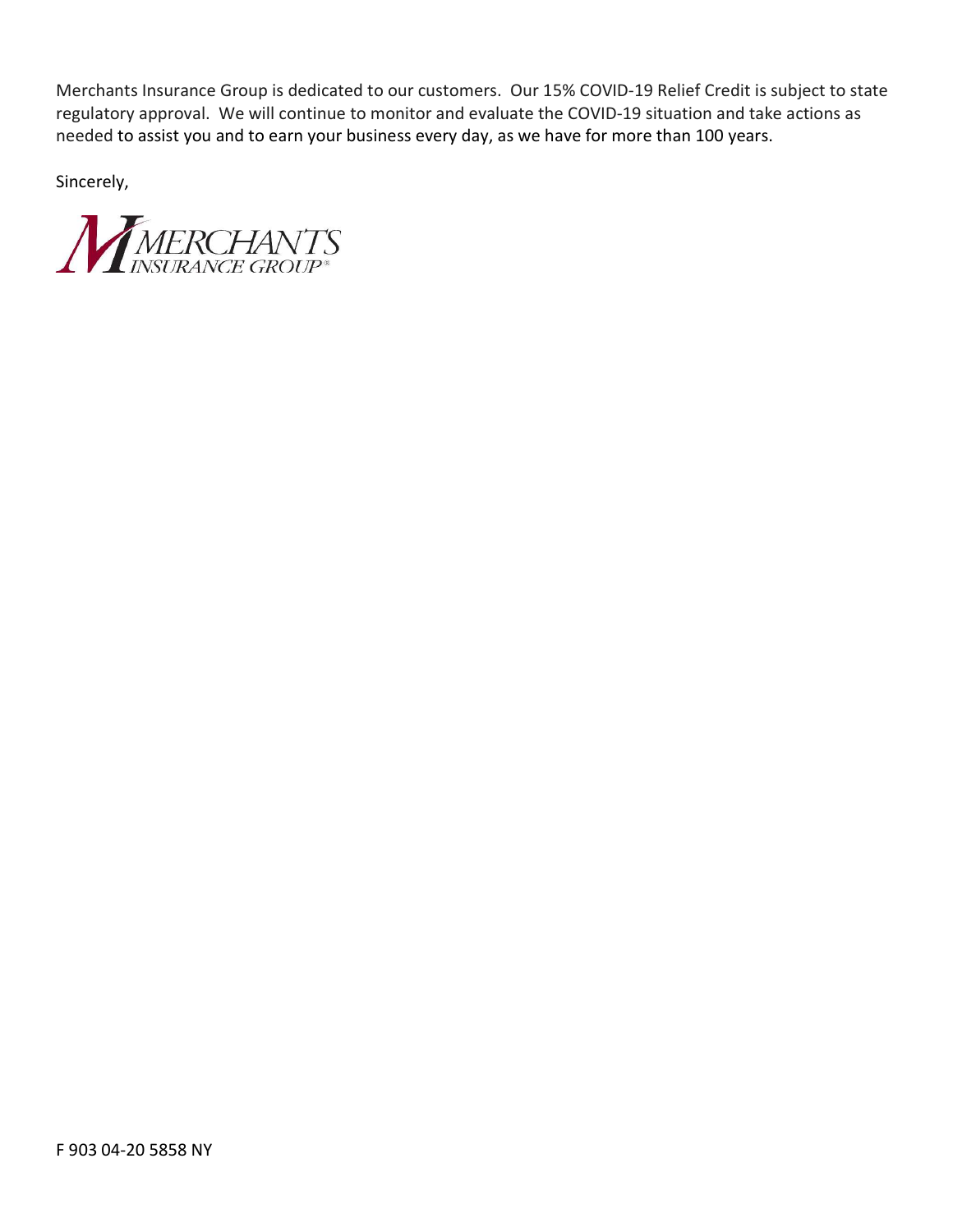Merchants Insurance Group is dedicated to our customers. Our 15% COVID-19 Relief Credit is subject to state regulatory approval. We will continue to monitor and evaluate the COVID-19 situation and take actions as needed to assist you and to earn your business every day, as we have for more than 100 years.

Sincerely,

MERCHANTS INSURANCE GROUP®

F 903 04-20 5858 NY